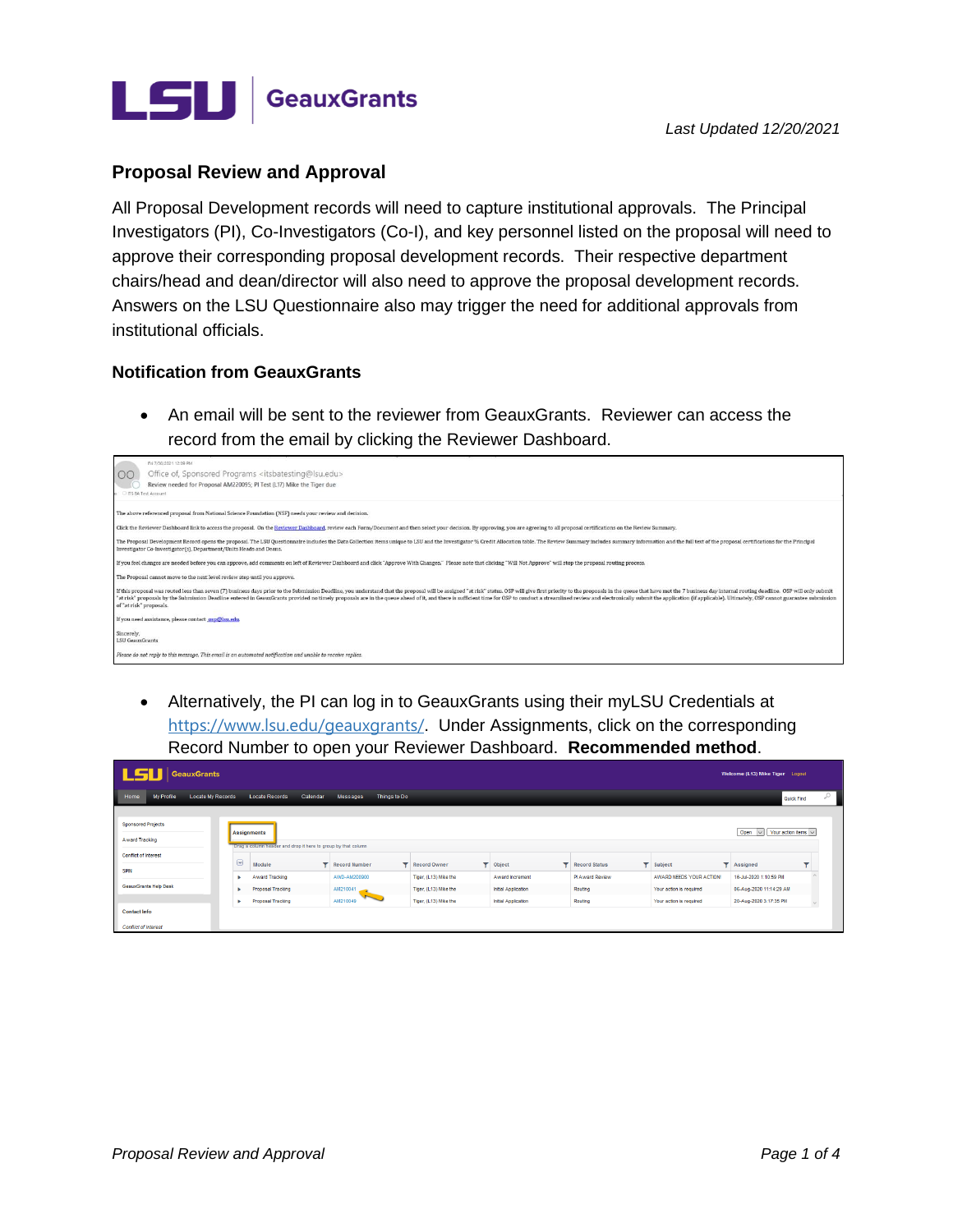# LSU | GeauxGrants

*Last Updated 12/20/2021*

## Proposal Review and Approval

All Proposal Development records will need to capture institutional approvals. The Principal Investigators (PI), Co-Investigators (Co-I), and key personnel listed on the proposal will need to approve their corresponding proposal development records. Their respective department chairs/head and dean/director will also need to approve the proposal development records. Answers on the LSU Questionnaire also may trigger the need for additional approvals from institutional officials.

### Notification from GeauxGrants

- An email will be sent to the reviewer from GeauxGrants. Reviewer can access the record from the email by clicking the Reviewer Dashboard.

- Alternatively, the PI can log in to GeauxGrants using their myLSU Credentials at [https://www.lsu.edu/geauxgrants/](https://www.lsu.edu/geauxgrants/). Under Assignments, click on the corresponding Record Number to open your Reviewer Dashboard. **Recommended method**.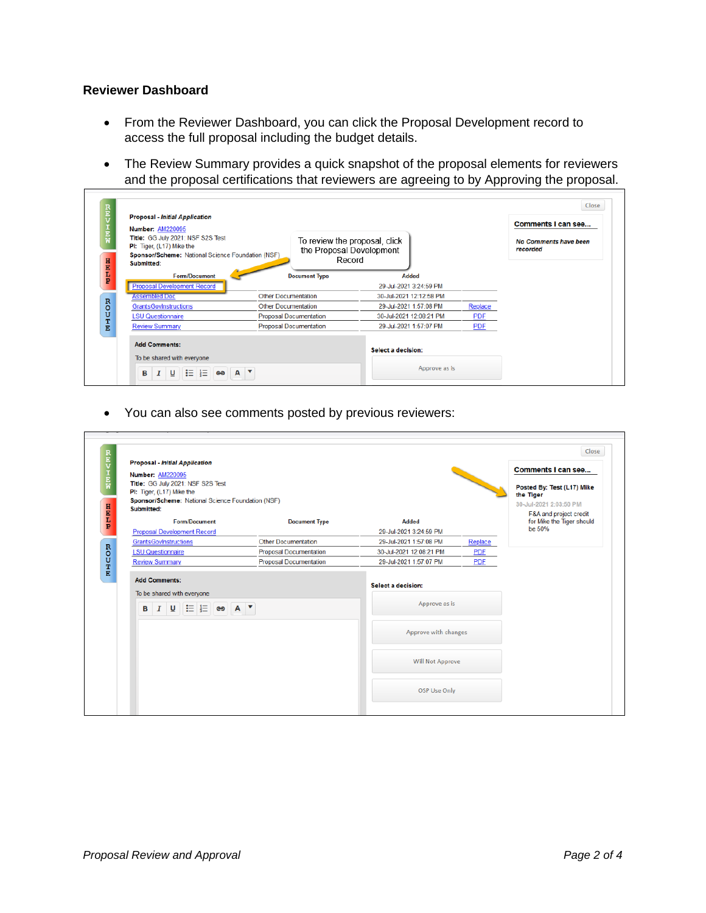**Reviewer Dashboard**

- From the Reviewer Dashboard, you can click the Proposal Development record to access the full proposal including the budget details.
- The Review Summary provides a quick snapshot of the proposal elements for reviewers and the proposal certifications that reviewers are agreeing to by Approving the proposal.

- You can also see comments posted by previous reviewers: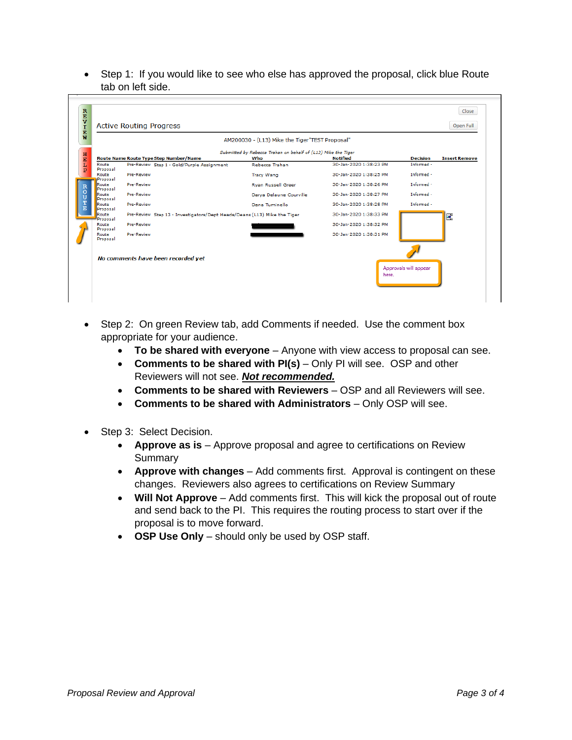- Step 1: If you would like to see who else has approved the proposal, click blue Route tab on left side.

REVIEW

HELP

ROUTE

Close

Open Full

Active Routing Progress

AM200030 - (L13) Mike the Tiger"TEST Proposal"

*Submitted by Rebecca Trahan on behalf of (L13) Mike the Tiger*

| Route Name | Route Type | Step Number/Name | Who | Notified | Decision | Insert | Remove |
|---|---|---|---|---|---|---|---|
| Route Proposal | Pre-Review | Step 1 - Gold/Purple Assignment | Rebecca Trahan | 30-Jan-2020 1:38:23 PM | Informed - | | |
| Route Proposal | Pre-Review | | Tracy Wang | 30-Jan-2020 1:38:25 PM | Informed - | | |
| Route Proposal | Pre-Review | | Ryan Russell Greer | 30-Jan-2020 1:38:26 PM | Informed - | | |
| Route Proposal | Pre-Review | | Derya Delaune Courville | 30-Jan-2020 1:38:27 PM | Informed - | | |
| Route Proposal | Pre-Review | | Dana Tuminello | 30-Jan-2020 1:38:28 PM | Informed - | | |
| Route Proposal | Pre-Review | Step 13 - Investigators/Dept Heads/Deans | (L13) Mike the Tiger | 30-Jan-2020 1:38:33 PM | | | |
| Route Proposal | Pre-Review | | | 30-Jan-2020 1:38:32 PM | | | |
| Route Proposal | Pre-Review | | | 30-Jan-2020 1:38:31 PM | | | |

*No comments have been recorded yet*

Approvals will appear here.

- Step 2: On green Review tab, add Comments if needed. Use the comment box appropriate for your audience.
  - **To be shared with everyone** – Anyone with view access to proposal can see.
  - **Comments to be shared with PI(s)** – Only PI will see. OSP and other Reviewers will not see. ***<u>Not recommended.</u>***
  - **Comments to be shared with Reviewers** – OSP and all Reviewers will see.
  - **Comments to be shared with Administrators** – Only OSP will see.

- Step 3: Select Decision.
  - **Approve as is** – Approve proposal and agree to certifications on Review Summary
  - **Approve with changes** – Add comments first. Approval is contingent on these changes. Reviewers also agrees to certifications on Review Summary
  - **Will Not Approve** – Add comments first. This will kick the proposal out of route and send back to the PI. This requires the routing process to start over if the proposal is to move forward.
  - **OSP Use Only** – should only be used by OSP staff.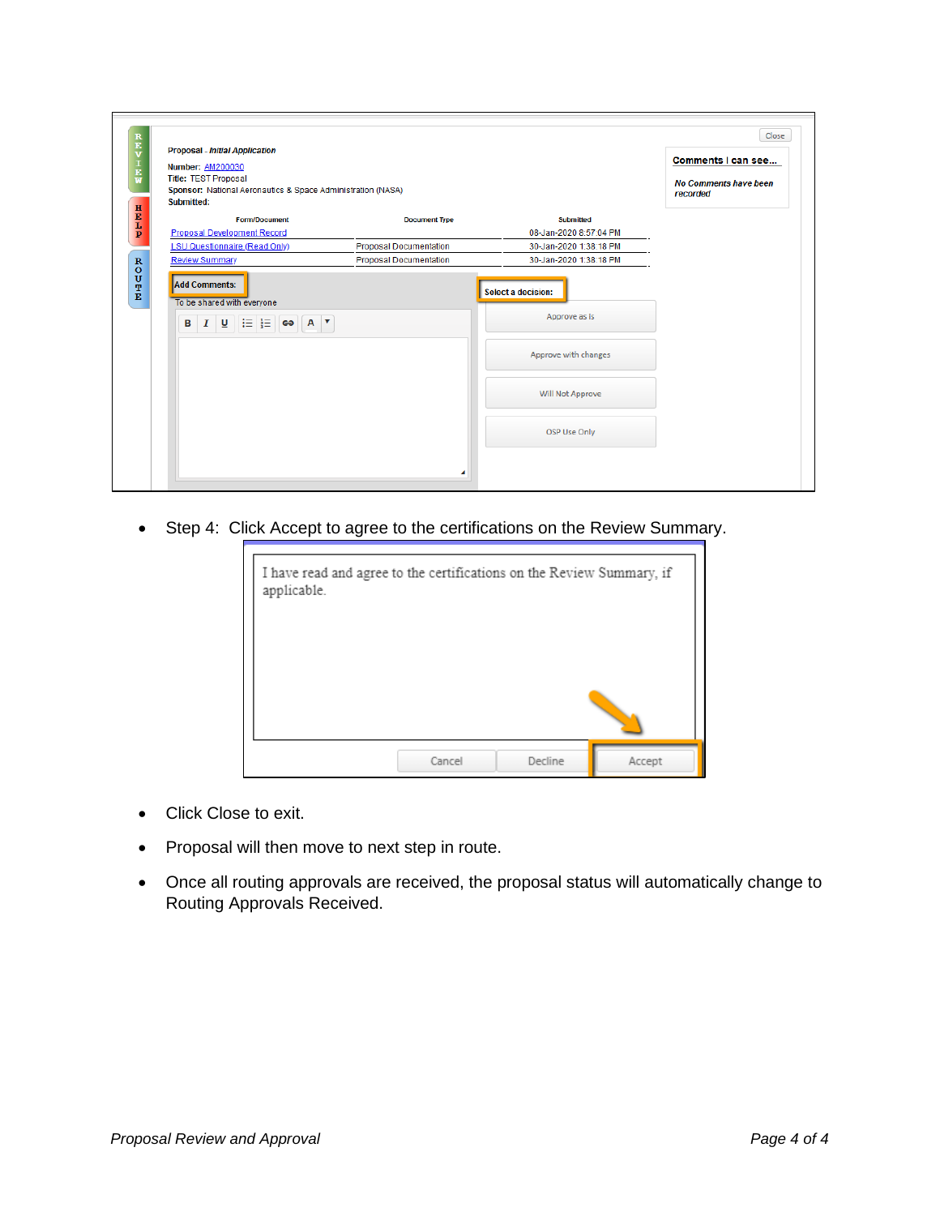- Step 4: Click Accept to agree to the certifications on the Review Summary.

- Click Close to exit.

- Proposal will then move to next step in route.

- Once all routing approvals are received, the proposal status will automatically change to Routing Approvals Received.